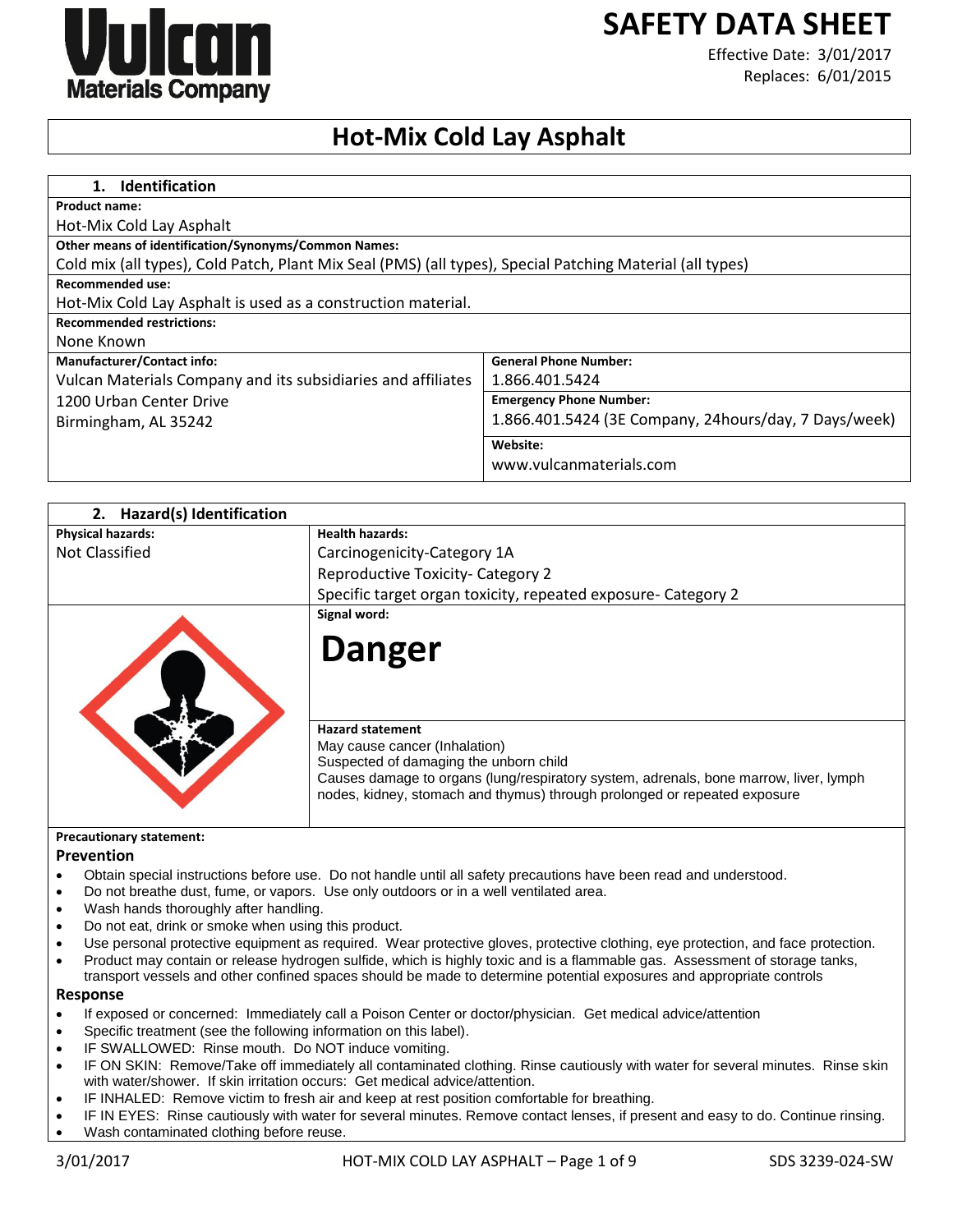# SAFETY DATA SHEET

Effective Date: 3/01/2017
Replaces: 6/01/2015

# Hot-Mix Cold Lay Asphalt

## 1. Identification

**Product name:**
Hot-Mix Cold Lay Asphalt

**Other means of identification/Synonyms/Common Names:**
Cold mix (all types), Cold Patch, Plant Mix Seal (PMS) (all types), Special Patching Material (all types)

**Recommended use:**
Hot-Mix Cold Lay Asphalt is used as a construction material.

**Recommended restrictions:**
None Known

| **Manufacturer/Contact info:** | **General Phone Number:** |
|---|---|
| Vulcan Materials Company and its subsidiaries and affiliates | 1.866.401.5424 |
| 1200 Urban Center Drive<br>Birmingham, AL 35242 | **Emergency Phone Number:**<br>1.866.401.5424 (3E Company, 24hours/day, 7 Days/week) |
| | **Website:**<br>www.vulcanmaterials.com |

## 2. Hazard(s) Identification

| **Physical hazards:** | **Health hazards:** |
|---|---|
| Not Classified | Carcinogenicity-Category 1A<br>Reproductive Toxicity- Category 2<br>Specific target organ toxicity, repeated exposure- Category 2 |

**Signal word:**

**Danger**

**Hazard statement**
May cause cancer (Inhalation)
Suspected of damaging the unborn child
Causes damage to organs (lung/respiratory system, adrenals, bone marrow, liver, lymph nodes, kidney, stomach and thymus) through prolonged or repeated exposure

**Precautionary statement:**

### Prevention

- Obtain special instructions before use. Do not handle until all safety precautions have been read and understood.
- Do not breathe dust, fume, or vapors. Use only outdoors or in a well ventilated area.
- Wash hands thoroughly after handling.
- Do not eat, drink or smoke when using this product.
- Use personal protective equipment as required. Wear protective gloves, protective clothing, eye protection, and face protection.
- Product may contain or release hydrogen sulfide, which is highly toxic and is a flammable gas. Assessment of storage tanks, transport vessels and other confined spaces should be made to determine potential exposures and appropriate controls

### Response

- If exposed or concerned: Immediately call a Poison Center or doctor/physician. Get medical advice/attention
- Specific treatment (see the following information on this label).
- IF SWALLOWED: Rinse mouth. Do NOT induce vomiting.
- IF ON SKIN: Remove/Take off immediately all contaminated clothing. Rinse cautiously with water for several minutes. Rinse skin with water/shower. If skin irritation occurs: Get medical advice/attention.
- IF INHALED: Remove victim to fresh air and keep at rest position comfortable for breathing.
- IF IN EYES: Rinse cautiously with water for several minutes. Remove contact lenses, if present and easy to do. Continue rinsing.
- Wash contaminated clothing before reuse.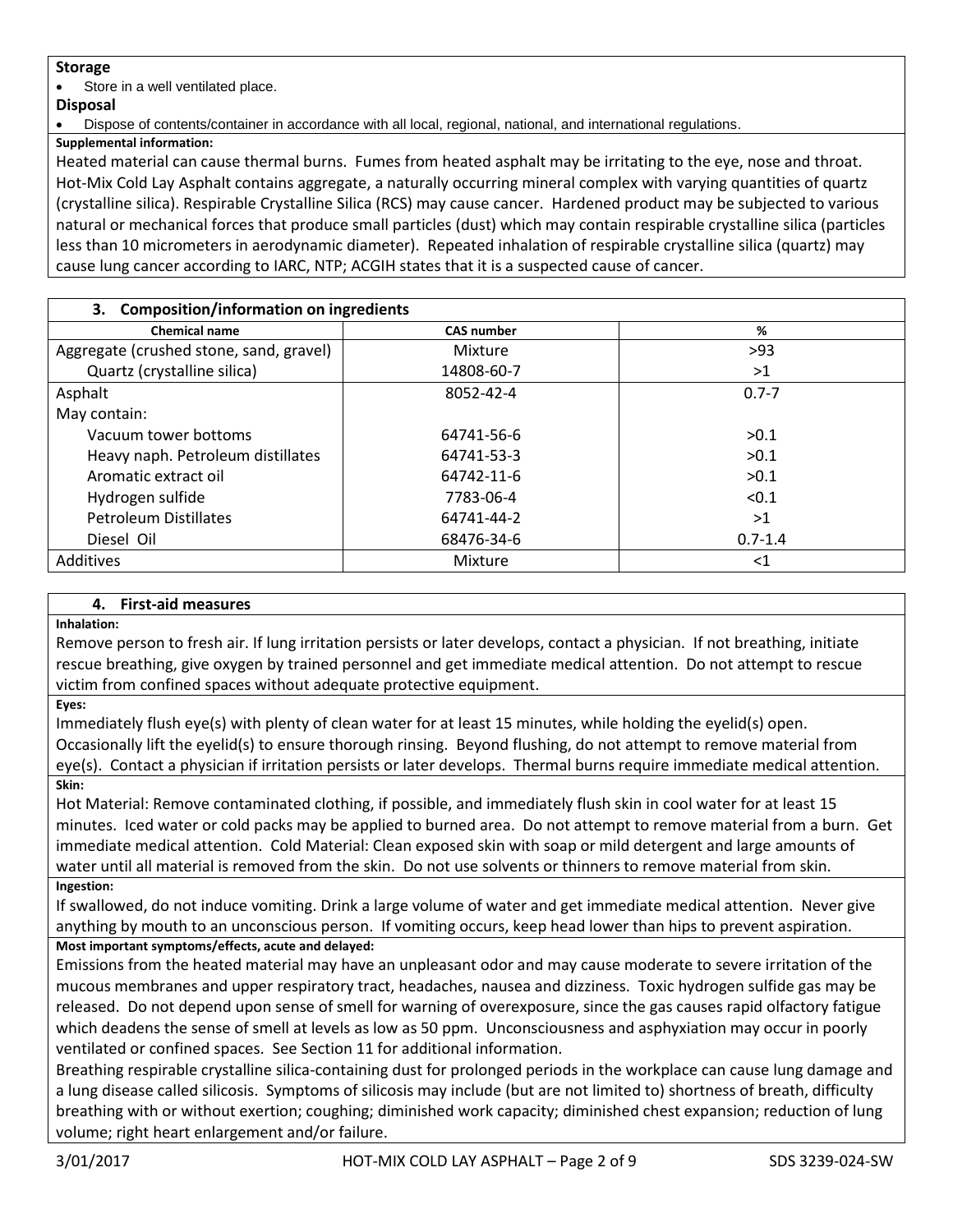**Storage**

- Store in a well ventilated place.

**Disposal**

- Dispose of contents/container in accordance with all local, regional, national, and international regulations.

**Supplemental information:**

Heated material can cause thermal burns. Fumes from heated asphalt may be irritating to the eye, nose and throat. Hot-Mix Cold Lay Asphalt contains aggregate, a naturally occurring mineral complex with varying quantities of quartz (crystalline silica). Respirable Crystalline Silica (RCS) may cause cancer. Hardened product may be subjected to various natural or mechanical forces that produce small particles (dust) which may contain respirable crystalline silica (particles less than 10 micrometers in aerodynamic diameter). Repeated inhalation of respirable crystalline silica (quartz) may cause lung cancer according to IARC, NTP; ACGIH states that it is a suspected cause of cancer.

## 3. Composition/information on ingredients

| Chemical name | CAS number | % |
|---|---|---|
| Aggregate (crushed stone, sand, gravel) | Mixture | >93 |
| Quartz (crystalline silica) | 14808-60-7 | >1 |
| Asphalt | 8052-42-4 | 0.7-7 |
| May contain: | | |
| Vacuum tower bottoms | 64741-56-6 | >0.1 |
| Heavy naph. Petroleum distillates | 64741-53-3 | >0.1 |
| Aromatic extract oil | 64742-11-6 | >0.1 |
| Hydrogen sulfide | 7783-06-4 | <0.1 |
| Petroleum Distillates | 64741-44-2 | >1 |
| Diesel Oil | 68476-34-6 | 0.7-1.4 |
| Additives | Mixture | <1 |

## 4. First-aid measures

**Inhalation:**

Remove person to fresh air. If lung irritation persists or later develops, contact a physician. If not breathing, initiate rescue breathing, give oxygen by trained personnel and get immediate medical attention. Do not attempt to rescue victim from confined spaces without adequate protective equipment.

**Eyes:**

Immediately flush eye(s) with plenty of clean water for at least 15 minutes, while holding the eyelid(s) open. Occasionally lift the eyelid(s) to ensure thorough rinsing. Beyond flushing, do not attempt to remove material from eye(s). Contact a physician if irritation persists or later develops. Thermal burns require immediate medical attention.

**Skin:**

Hot Material: Remove contaminated clothing, if possible, and immediately flush skin in cool water for at least 15 minutes. Iced water or cold packs may be applied to burned area. Do not attempt to remove material from a burn. Get immediate medical attention. Cold Material: Clean exposed skin with soap or mild detergent and large amounts of water until all material is removed from the skin. Do not use solvents or thinners to remove material from skin.

**Ingestion:**

If swallowed, do not induce vomiting. Drink a large volume of water and get immediate medical attention. Never give anything by mouth to an unconscious person. If vomiting occurs, keep head lower than hips to prevent aspiration.

**Most important symptoms/effects, acute and delayed:**

Emissions from the heated material may have an unpleasant odor and may cause moderate to severe irritation of the mucous membranes and upper respiratory tract, headaches, nausea and dizziness. Toxic hydrogen sulfide gas may be released. Do not depend upon sense of smell for warning of overexposure, since the gas causes rapid olfactory fatigue which deadens the sense of smell at levels as low as 50 ppm. Unconsciousness and asphyxiation may occur in poorly ventilated or confined spaces. See Section 11 for additional information.

Breathing respirable crystalline silica-containing dust for prolonged periods in the workplace can cause lung damage and a lung disease called silicosis. Symptoms of silicosis may include (but are not limited to) shortness of breath, difficulty breathing with or without exertion; coughing; diminished work capacity; diminished chest expansion; reduction of lung volume; right heart enlargement and/or failure.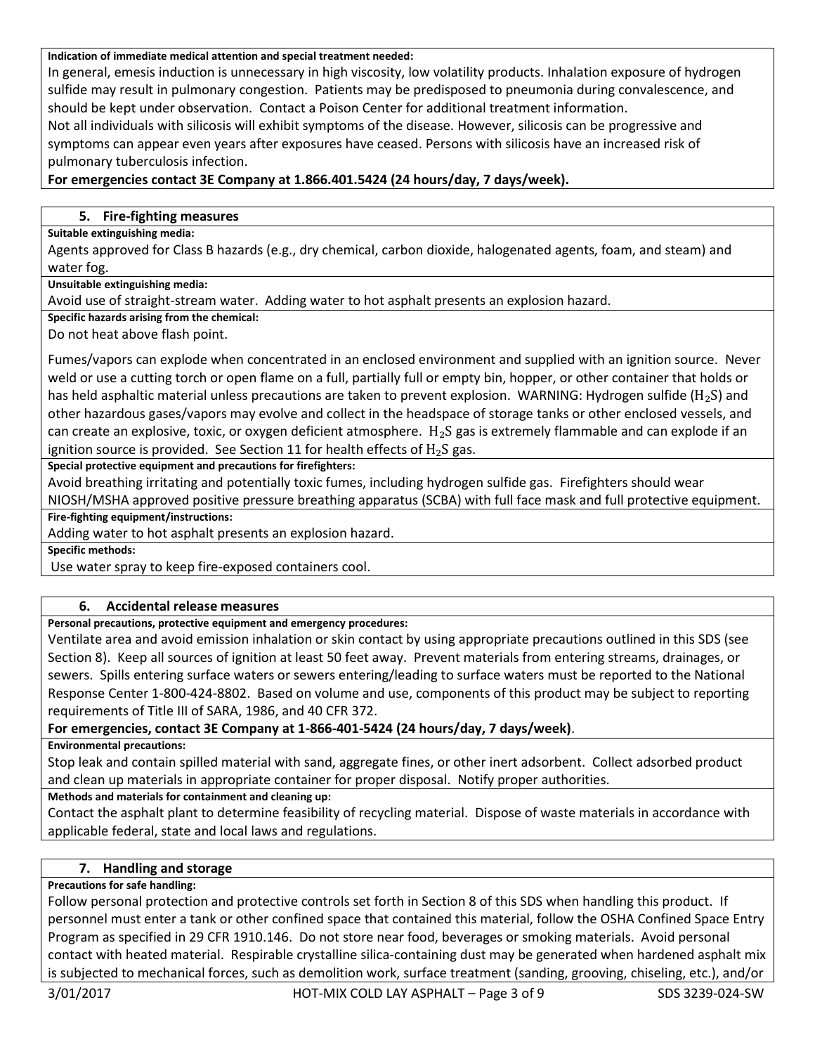**Indication of immediate medical attention and special treatment needed:**

In general, emesis induction is unnecessary in high viscosity, low volatility products. Inhalation exposure of hydrogen sulfide may result in pulmonary congestion. Patients may be predisposed to pneumonia during convalescence, and should be kept under observation. Contact a Poison Center for additional treatment information.

Not all individuals with silicosis will exhibit symptoms of the disease. However, silicosis can be progressive and symptoms can appear even years after exposures have ceased. Persons with silicosis have an increased risk of pulmonary tuberculosis infection.

**For emergencies contact 3E Company at 1.866.401.5424 (24 hours/day, 7 days/week).**

## 5. Fire-fighting measures

**Suitable extinguishing media:**

Agents approved for Class B hazards (e.g., dry chemical, carbon dioxide, halogenated agents, foam, and steam) and water fog.

**Unsuitable extinguishing media:**

Avoid use of straight-stream water. Adding water to hot asphalt presents an explosion hazard.

**Specific hazards arising from the chemical:**

Do not heat above flash point.

Fumes/vapors can explode when concentrated in an enclosed environment and supplied with an ignition source. Never weld or use a cutting torch or open flame on a full, partially full or empty bin, hopper, or other container that holds or has held asphaltic material unless precautions are taken to prevent explosion. WARNING: Hydrogen sulfide ($H_2S$) and other hazardous gases/vapors may evolve and collect in the headspace of storage tanks or other enclosed vessels, and can create an explosive, toxic, or oxygen deficient atmosphere. $H_2S$ gas is extremely flammable and can explode if an ignition source is provided. See Section 11 for health effects of $H_2S$ gas.

**Special protective equipment and precautions for firefighters:**

Avoid breathing irritating and potentially toxic fumes, including hydrogen sulfide gas. Firefighters should wear NIOSH/MSHA approved positive pressure breathing apparatus (SCBA) with full face mask and full protective equipment.

**Fire-fighting equipment/instructions:**

Adding water to hot asphalt presents an explosion hazard.

**Specific methods:**

Use water spray to keep fire-exposed containers cool.

## 6. Accidental release measures

**Personal precautions, protective equipment and emergency procedures:**

Ventilate area and avoid emission inhalation or skin contact by using appropriate precautions outlined in this SDS (see Section 8). Keep all sources of ignition at least 50 feet away. Prevent materials from entering streams, drainages, or sewers. Spills entering surface waters or sewers entering/leading to surface waters must be reported to the National Response Center 1-800-424-8802. Based on volume and use, components of this product may be subject to reporting requirements of Title III of SARA, 1986, and 40 CFR 372.

**For emergencies, contact 3E Company at 1-866-401-5424 (24 hours/day, 7 days/week)**.

**Environmental precautions:**

Stop leak and contain spilled material with sand, aggregate fines, or other inert adsorbent. Collect adsorbed product and clean up materials in appropriate container for proper disposal. Notify proper authorities.

**Methods and materials for containment and cleaning up:**

Contact the asphalt plant to determine feasibility of recycling material. Dispose of waste materials in accordance with applicable federal, state and local laws and regulations.

## 7. Handling and storage

**Precautions for safe handling:**

Follow personal protection and protective controls set forth in Section 8 of this SDS when handling this product. If personnel must enter a tank or other confined space that contained this material, follow the OSHA Confined Space Entry Program as specified in 29 CFR 1910.146. Do not store near food, beverages or smoking materials. Avoid personal contact with heated material. Respirable crystalline silica-containing dust may be generated when hardened asphalt mix is subjected to mechanical forces, such as demolition work, surface treatment (sanding, grooving, chiseling, etc.), and/or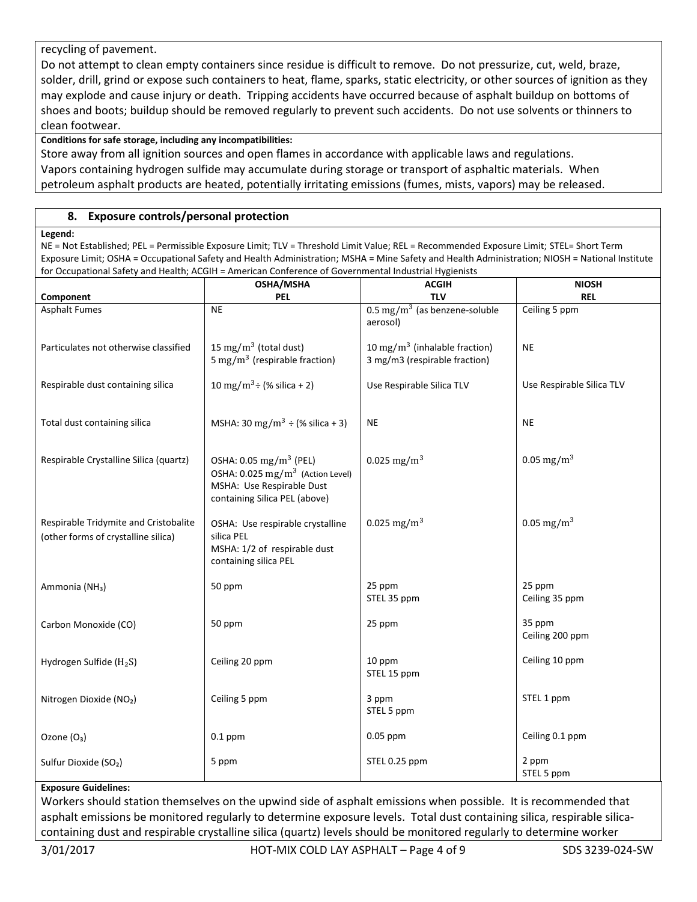recycling of pavement.

Do not attempt to clean empty containers since residue is difficult to remove. Do not pressurize, cut, weld, braze, solder, drill, grind or expose such containers to heat, flame, sparks, static electricity, or other sources of ignition as they may explode and cause injury or death. Tripping accidents have occurred because of asphalt buildup on bottoms of shoes and boots; buildup should be removed regularly to prevent such accidents. Do not use solvents or thinners to clean footwear.

**Conditions for safe storage, including any incompatibilities:**

Store away from all ignition sources and open flames in accordance with applicable laws and regulations.
Vapors containing hydrogen sulfide may accumulate during storage or transport of asphaltic materials. When petroleum asphalt products are heated, potentially irritating emissions (fumes, mists, vapors) may be released.

## 8. Exposure controls/personal protection

**Legend:**

NE = Not Established; PEL = Permissible Exposure Limit; TLV = Threshold Limit Value; REL = Recommended Exposure Limit; STEL= Short Term Exposure Limit; OSHA = Occupational Safety and Health Administration; MSHA = Mine Safety and Health Administration; NIOSH = National Institute for Occupational Safety and Health; ACGIH = American Conference of Governmental Industrial Hygienists

| Component | OSHA/MSHA PEL | ACGIH TLV | NIOSH REL |
|---|---|---|---|
| Asphalt Fumes | NE | 0.5 $mg/m^3$ (as benzene-soluble aerosol) | Ceiling 5 ppm |
| Particulates not otherwise classified | 15 $mg/m^3$ (total dust)<br>5 $mg/m^3$ (respirable fraction) | 10 $mg/m^3$ (inhalable fraction)<br>3 mg/m3 (respirable fraction) | NE |
| Respirable dust containing silica | 10 $mg/m^3$ ÷ (% silica + 2) | Use Respirable Silica TLV | Use Respirable Silica TLV |
| Total dust containing silica | MSHA: 30 $mg/m^3$ ÷ (% silica + 3) | NE | NE |
| Respirable Crystalline Silica (quartz) | OSHA: 0.05 $mg/m^3$ (PEL)<br>OSHA: 0.025 $mg/m^3$ (Action Level)<br>MSHA: Use Respirable Dust containing Silica PEL (above) | 0.025 $mg/m^3$ | 0.05 $mg/m^3$ |
| Respirable Tridymite and Cristobalite (other forms of crystalline silica) | OSHA: Use respirable crystalline silica PEL<br>MSHA: 1/2 of respirable dust containing silica PEL | 0.025 $mg/m^3$ | 0.05 $mg/m^3$ |
| Ammonia ($NH_3$) | 50 ppm | 25 ppm<br>STEL 35 ppm | 25 ppm<br>Ceiling 35 ppm |
| Carbon Monoxide (CO) | 50 ppm | 25 ppm | 35 ppm<br>Ceiling 200 ppm |
| Hydrogen Sulfide ($H_2S$) | Ceiling 20 ppm | 10 ppm<br>STEL 15 ppm | Ceiling 10 ppm |
| Nitrogen Dioxide ($NO_2$) | Ceiling 5 ppm | 3 ppm<br>STEL 5 ppm | STEL 1 ppm |
| Ozone ($O_3$) | 0.1 ppm | 0.05 ppm | Ceiling 0.1 ppm |
| Sulfur Dioxide ($SO_2$) | 5 ppm | STEL 0.25 ppm | 2 ppm<br>STEL 5 ppm |

**Exposure Guidelines:**

Workers should station themselves on the upwind side of asphalt emissions when possible. It is recommended that asphalt emissions be monitored regularly to determine exposure levels. Total dust containing silica, respirable silica-containing dust and respirable crystalline silica (quartz) levels should be monitored regularly to determine worker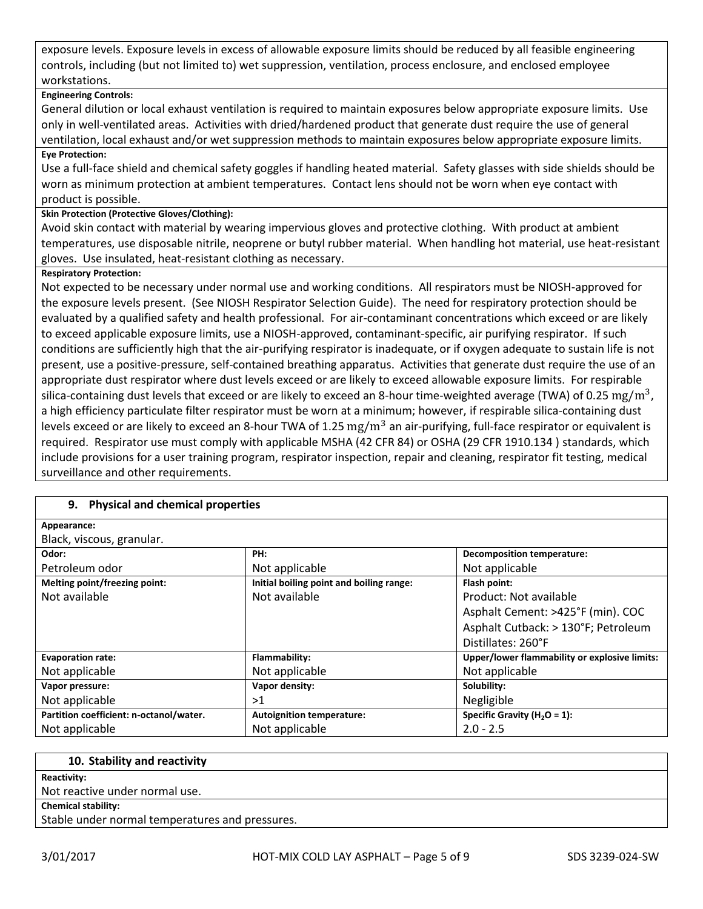exposure levels. Exposure levels in excess of allowable exposure limits should be reduced by all feasible engineering controls, including (but not limited to) wet suppression, ventilation, process enclosure, and enclosed employee workstations.

**Engineering Controls:**

General dilution or local exhaust ventilation is required to maintain exposures below appropriate exposure limits. Use only in well-ventilated areas. Activities with dried/hardened product that generate dust require the use of general ventilation, local exhaust and/or wet suppression methods to maintain exposures below appropriate exposure limits.

**Eye Protection:**

Use a full-face shield and chemical safety goggles if handling heated material. Safety glasses with side shields should be worn as minimum protection at ambient temperatures. Contact lens should not be worn when eye contact with product is possible.

**Skin Protection (Protective Gloves/Clothing):**

Avoid skin contact with material by wearing impervious gloves and protective clothing. With product at ambient temperatures, use disposable nitrile, neoprene or butyl rubber material. When handling hot material, use heat-resistant gloves. Use insulated, heat-resistant clothing as necessary.

**Respiratory Protection:**

Not expected to be necessary under normal use and working conditions. All respirators must be NIOSH-approved for the exposure levels present. (See NIOSH Respirator Selection Guide). The need for respiratory protection should be evaluated by a qualified safety and health professional. For air-contaminant concentrations which exceed or are likely to exceed applicable exposure limits, use a NIOSH-approved, contaminant-specific, air purifying respirator. If such conditions are sufficiently high that the air-purifying respirator is inadequate, or if oxygen adequate to sustain life is not present, use a positive-pressure, self-contained breathing apparatus. Activities that generate dust require the use of an appropriate dust respirator where dust levels exceed or are likely to exceed allowable exposure limits. For respirable silica-containing dust levels that exceed or are likely to exceed an 8-hour time-weighted average (TWA) of 0.25 $mg/m^3$, a high efficiency particulate filter respirator must be worn at a minimum; however, if respirable silica-containing dust levels exceed or are likely to exceed an 8-hour TWA of 1.25 $mg/m^3$ an air-purifying, full-face respirator or equivalent is required. Respirator use must comply with applicable MSHA (42 CFR 84) or OSHA (29 CFR 1910.134 ) standards, which include provisions for a user training program, respirator inspection, repair and cleaning, respirator fit testing, medical surveillance and other requirements.

## 9. Physical and chemical properties

**Appearance:**

Black, viscous, granular.

| **Odor:** | **PH:** | **Decomposition temperature:** |
|---|---|---|
| Petroleum odor | Not applicable | Not applicable |
| **Melting point/freezing point:** | **Initial boiling point and boiling range:** | **Flash point:** |
| Not available | Not available | Product: Not available<br>Asphalt Cement: >425°F (min). COC<br>Asphalt Cutback: > 130°F; Petroleum Distillates: 260°F |
| **Evaporation rate:** | **Flammability:** | **Upper/lower flammability or explosive limits:** |
| Not applicable | Not applicable | Not applicable |
| **Vapor pressure:** | **Vapor density:** | **Solubility:** |
| Not applicable | >1 | Negligible |
| **Partition coefficient: n-octanol/water.** | **Autoignition temperature:** | **Specific Gravity ($H_2O$ = 1):** |
| Not applicable | Not applicable | 2.0 - 2.5 |

## 10. Stability and reactivity

**Reactivity:**

Not reactive under normal use.

**Chemical stability:**

Stable under normal temperatures and pressures.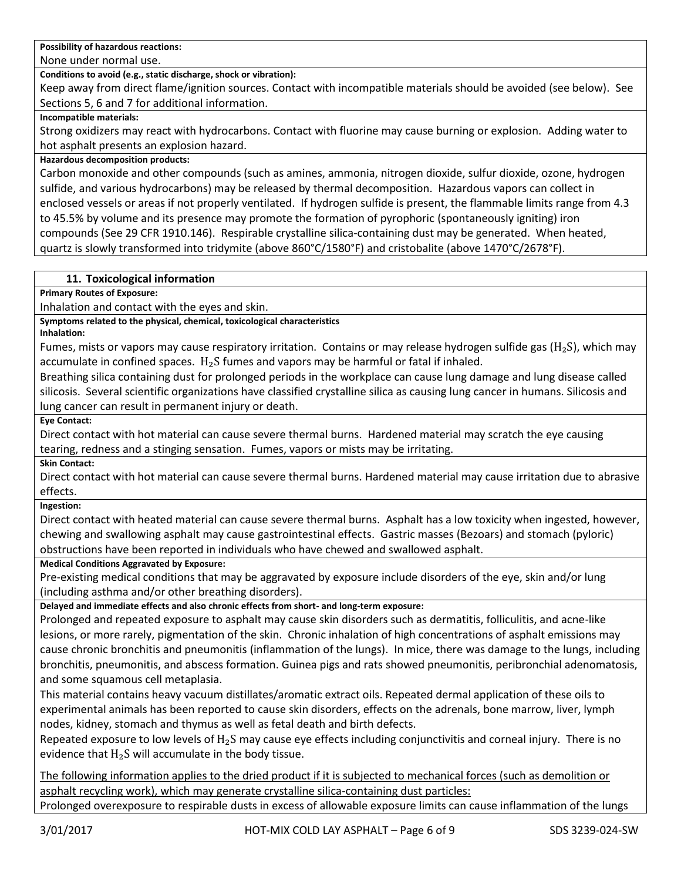**Possibility of hazardous reactions:**

None under normal use.

**Conditions to avoid (e.g., static discharge, shock or vibration):**

Keep away from direct flame/ignition sources. Contact with incompatible materials should be avoided (see below). See Sections 5, 6 and 7 for additional information.

**Incompatible materials:**

Strong oxidizers may react with hydrocarbons. Contact with fluorine may cause burning or explosion. Adding water to hot asphalt presents an explosion hazard.

**Hazardous decomposition products:**

Carbon monoxide and other compounds (such as amines, ammonia, nitrogen dioxide, sulfur dioxide, ozone, hydrogen sulfide, and various hydrocarbons) may be released by thermal decomposition. Hazardous vapors can collect in enclosed vessels or areas if not properly ventilated. If hydrogen sulfide is present, the flammable limits range from 4.3 to 45.5% by volume and its presence may promote the formation of pyrophoric (spontaneously igniting) iron compounds (See 29 CFR 1910.146). Respirable crystalline silica-containing dust may be generated. When heated, quartz is slowly transformed into tridymite (above 860°C/1580°F) and cristobalite (above 1470°C/2678°F).

## 11. Toxicological information

**Primary Routes of Exposure:**

Inhalation and contact with the eyes and skin.

**Symptoms related to the physical, chemical, toxicological characteristics**

**Inhalation:**

Fumes, mists or vapors may cause respiratory irritation. Contains or may release hydrogen sulfide gas ($H_2S$), which may accumulate in confined spaces. $H_2S$ fumes and vapors may be harmful or fatal if inhaled.

Breathing silica containing dust for prolonged periods in the workplace can cause lung damage and lung disease called silicosis. Several scientific organizations have classified crystalline silica as causing lung cancer in humans. Silicosis and lung cancer can result in permanent injury or death.

**Eye Contact:**

Direct contact with hot material can cause severe thermal burns. Hardened material may scratch the eye causing tearing, redness and a stinging sensation. Fumes, vapors or mists may be irritating.

**Skin Contact:**

Direct contact with hot material can cause severe thermal burns. Hardened material may cause irritation due to abrasive effects.

**Ingestion:**

Direct contact with heated material can cause severe thermal burns. Asphalt has a low toxicity when ingested, however, chewing and swallowing asphalt may cause gastrointestinal effects. Gastric masses (Bezoars) and stomach (pyloric) obstructions have been reported in individuals who have chewed and swallowed asphalt.

**Medical Conditions Aggravated by Exposure:**

Pre-existing medical conditions that may be aggravated by exposure include disorders of the eye, skin and/or lung (including asthma and/or other breathing disorders).

**Delayed and immediate effects and also chronic effects from short- and long-term exposure:**

Prolonged and repeated exposure to asphalt may cause skin disorders such as dermatitis, folliculitis, and acne-like lesions, or more rarely, pigmentation of the skin. Chronic inhalation of high concentrations of asphalt emissions may cause chronic bronchitis and pneumonitis (inflammation of the lungs). In mice, there was damage to the lungs, including bronchitis, pneumonitis, and abscess formation. Guinea pigs and rats showed pneumonitis, peribronchial adenomatosis, and some squamous cell metaplasia.

This material contains heavy vacuum distillates/aromatic extract oils. Repeated dermal application of these oils to experimental animals has been reported to cause skin disorders, effects on the adrenals, bone marrow, liver, lymph nodes, kidney, stomach and thymus as well as fetal death and birth defects.

Repeated exposure to low levels of $H_2S$ may cause eye effects including conjunctivitis and corneal injury. There is no evidence that $H_2S$ will accumulate in the body tissue.

<u>The following information applies to the dried product if it is subjected to mechanical forces (such as demolition or asphalt recycling work), which may generate crystalline silica-containing dust particles:</u>

Prolonged overexposure to respirable dusts in excess of allowable exposure limits can cause inflammation of the lungs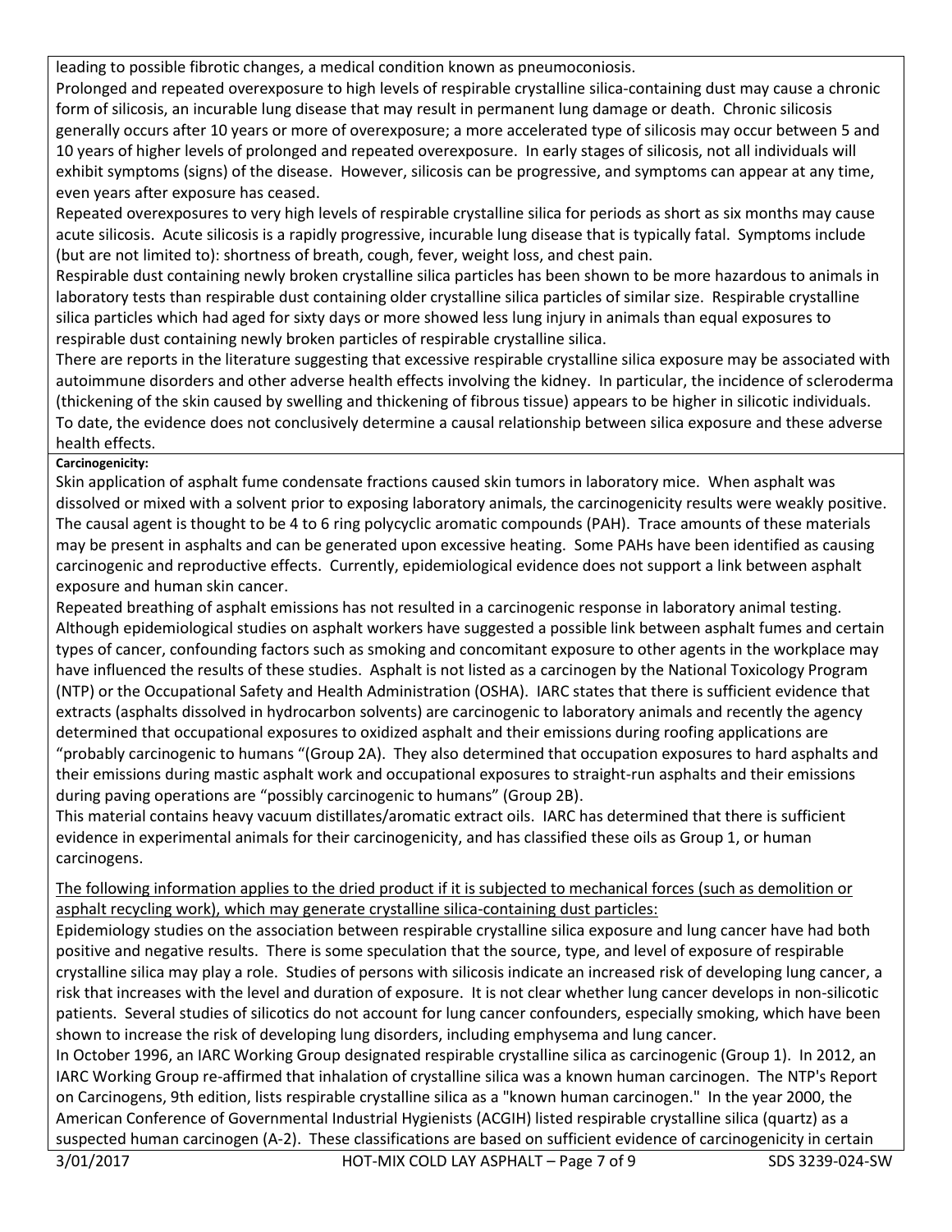leading to possible fibrotic changes, a medical condition known as pneumoconiosis.

Prolonged and repeated overexposure to high levels of respirable crystalline silica-containing dust may cause a chronic form of silicosis, an incurable lung disease that may result in permanent lung damage or death. Chronic silicosis generally occurs after 10 years or more of overexposure; a more accelerated type of silicosis may occur between 5 and 10 years of higher levels of prolonged and repeated overexposure. In early stages of silicosis, not all individuals will exhibit symptoms (signs) of the disease. However, silicosis can be progressive, and symptoms can appear at any time, even years after exposure has ceased.

Repeated overexposures to very high levels of respirable crystalline silica for periods as short as six months may cause acute silicosis. Acute silicosis is a rapidly progressive, incurable lung disease that is typically fatal. Symptoms include (but are not limited to): shortness of breath, cough, fever, weight loss, and chest pain.

Respirable dust containing newly broken crystalline silica particles has been shown to be more hazardous to animals in laboratory tests than respirable dust containing older crystalline silica particles of similar size. Respirable crystalline silica particles which had aged for sixty days or more showed less lung injury in animals than equal exposures to respirable dust containing newly broken particles of respirable crystalline silica.

There are reports in the literature suggesting that excessive respirable crystalline silica exposure may be associated with autoimmune disorders and other adverse health effects involving the kidney. In particular, the incidence of scleroderma (thickening of the skin caused by swelling and thickening of fibrous tissue) appears to be higher in silicotic individuals. To date, the evidence does not conclusively determine a causal relationship between silica exposure and these adverse health effects.

**Carcinogenicity:**

Skin application of asphalt fume condensate fractions caused skin tumors in laboratory mice. When asphalt was dissolved or mixed with a solvent prior to exposing laboratory animals, the carcinogenicity results were weakly positive. The causal agent is thought to be 4 to 6 ring polycyclic aromatic compounds (PAH). Trace amounts of these materials may be present in asphalts and can be generated upon excessive heating. Some PAHs have been identified as causing carcinogenic and reproductive effects. Currently, epidemiological evidence does not support a link between asphalt exposure and human skin cancer.

Repeated breathing of asphalt emissions has not resulted in a carcinogenic response in laboratory animal testing. Although epidemiological studies on asphalt workers have suggested a possible link between asphalt fumes and certain types of cancer, confounding factors such as smoking and concomitant exposure to other agents in the workplace may have influenced the results of these studies. Asphalt is not listed as a carcinogen by the National Toxicology Program (NTP) or the Occupational Safety and Health Administration (OSHA). IARC states that there is sufficient evidence that extracts (asphalts dissolved in hydrocarbon solvents) are carcinogenic to laboratory animals and recently the agency determined that occupational exposures to oxidized asphalt and their emissions during roofing applications are "probably carcinogenic to humans "(Group 2A). They also determined that occupation exposures to hard asphalts and their emissions during mastic asphalt work and occupational exposures to straight-run asphalts and their emissions during paving operations are "possibly carcinogenic to humans" (Group 2B).

This material contains heavy vacuum distillates/aromatic extract oils. IARC has determined that there is sufficient evidence in experimental animals for their carcinogenicity, and has classified these oils as Group 1, or human carcinogens.

<u>The following information applies to the dried product if it is subjected to mechanical forces (such as demolition or asphalt recycling work), which may generate crystalline silica-containing dust particles:</u>

Epidemiology studies on the association between respirable crystalline silica exposure and lung cancer have had both positive and negative results. There is some speculation that the source, type, and level of exposure of respirable crystalline silica may play a role. Studies of persons with silicosis indicate an increased risk of developing lung cancer, a risk that increases with the level and duration of exposure. It is not clear whether lung cancer develops in non-silicotic patients. Several studies of silicotics do not account for lung cancer confounders, especially smoking, which have been shown to increase the risk of developing lung disorders, including emphysema and lung cancer.

In October 1996, an IARC Working Group designated respirable crystalline silica as carcinogenic (Group 1). In 2012, an IARC Working Group re-affirmed that inhalation of crystalline silica was a known human carcinogen. The NTP's Report on Carcinogens, 9th edition, lists respirable crystalline silica as a "known human carcinogen." In the year 2000, the American Conference of Governmental Industrial Hygienists (ACGIH) listed respirable crystalline silica (quartz) as a suspected human carcinogen (A-2). These classifications are based on sufficient evidence of carcinogenicity in certain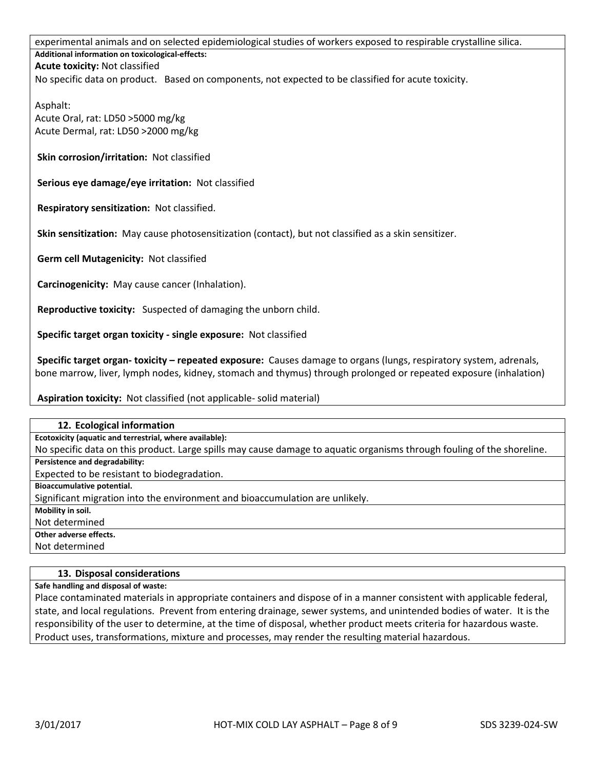experimental animals and on selected epidemiological studies of workers exposed to respirable crystalline silica.

**Additional information on toxicological-effects:**

**Acute toxicity:** Not classified

No specific data on product. Based on components, not expected to be classified for acute toxicity.

Asphalt:
Acute Oral, rat: LD50 >5000 mg/kg
Acute Dermal, rat: LD50 >2000 mg/kg

**Skin corrosion/irritation:** Not classified

**Serious eye damage/eye irritation:** Not classified

**Respiratory sensitization:** Not classified.

**Skin sensitization:** May cause photosensitization (contact), but not classified as a skin sensitizer.

**Germ cell Mutagenicity:** Not classified

**Carcinogenicity:** May cause cancer (Inhalation).

**Reproductive toxicity:** Suspected of damaging the unborn child.

**Specific target organ toxicity - single exposure:** Not classified

**Specific target organ- toxicity – repeated exposure:** Causes damage to organs (lungs, respiratory system, adrenals, bone marrow, liver, lymph nodes, kidney, stomach and thymus) through prolonged or repeated exposure (inhalation)

**Aspiration toxicity:** Not classified (not applicable- solid material)

## 12. Ecological information

**Ecotoxicity (aquatic and terrestrial, where available):**

No specific data on this product. Large spills may cause damage to aquatic organisms through fouling of the shoreline.

**Persistence and degradability:**

Expected to be resistant to biodegradation.

**Bioaccumulative potential.**

Significant migration into the environment and bioaccumulation are unlikely.

**Mobility in soil.**

Not determined

**Other adverse effects.**

Not determined

## 13. Disposal considerations

**Safe handling and disposal of waste:**

Place contaminated materials in appropriate containers and dispose of in a manner consistent with applicable federal, state, and local regulations. Prevent from entering drainage, sewer systems, and unintended bodies of water. It is the responsibility of the user to determine, at the time of disposal, whether product meets criteria for hazardous waste. Product uses, transformations, mixture and processes, may render the resulting material hazardous.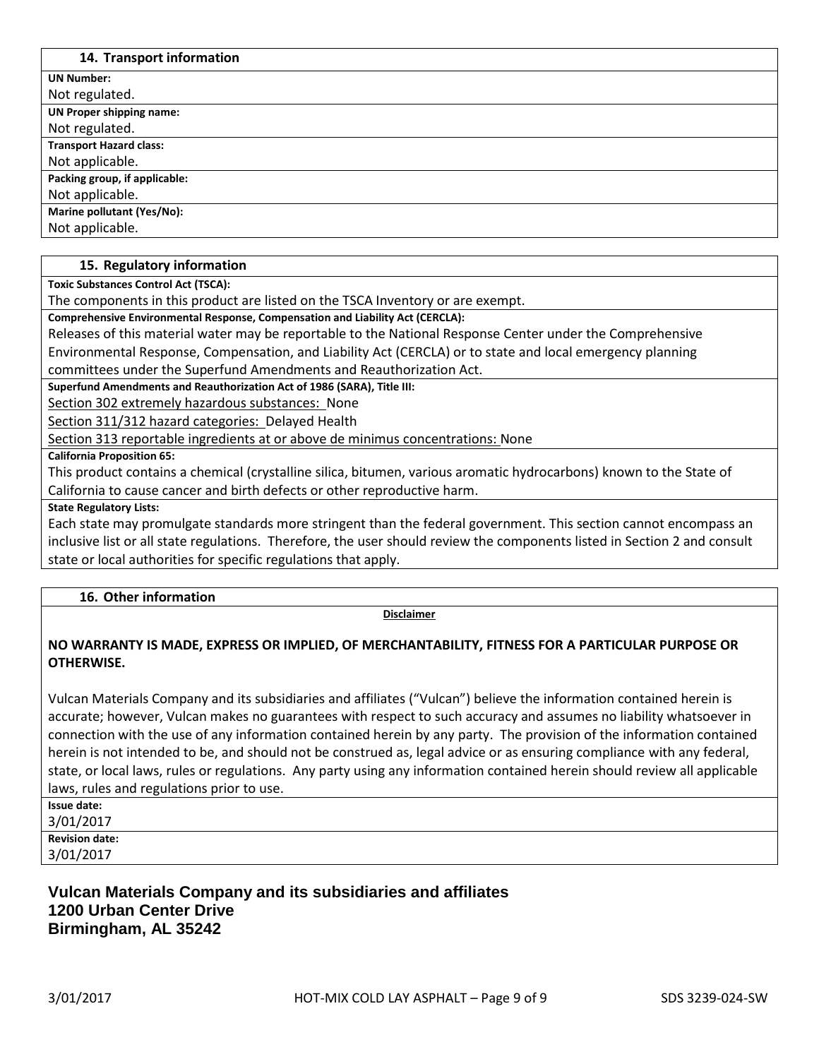## 14. Transport information

**UN Number:**

Not regulated.

**UN Proper shipping name:**

Not regulated.

**Transport Hazard class:**

Not applicable.

**Packing group, if applicable:**

Not applicable.

**Marine pollutant (Yes/No):**

Not applicable.

## 15. Regulatory information

**Toxic Substances Control Act (TSCA):**

The components in this product are listed on the TSCA Inventory or are exempt.

**Comprehensive Environmental Response, Compensation and Liability Act (CERCLA):**

Releases of this material water may be reportable to the National Response Center under the Comprehensive Environmental Response, Compensation, and Liability Act (CERCLA) or to state and local emergency planning committees under the Superfund Amendments and Reauthorization Act.

**Superfund Amendments and Reauthorization Act of 1986 (SARA), Title III:**

Section 302 extremely hazardous substances: None

Section 311/312 hazard categories: Delayed Health

Section 313 reportable ingredients at or above de minimus concentrations: None

**California Proposition 65:**

This product contains a chemical (crystalline silica, bitumen, various aromatic hydrocarbons) known to the State of California to cause cancer and birth defects or other reproductive harm.

**State Regulatory Lists:**

Each state may promulgate standards more stringent than the federal government. This section cannot encompass an inclusive list or all state regulations. Therefore, the user should review the components listed in Section 2 and consult state or local authorities for specific regulations that apply.

## 16. Other information

**Disclaimer**

**NO WARRANTY IS MADE, EXPRESS OR IMPLIED, OF MERCHANTABILITY, FITNESS FOR A PARTICULAR PURPOSE OR OTHERWISE.**

Vulcan Materials Company and its subsidiaries and affiliates ("Vulcan") believe the information contained herein is accurate; however, Vulcan makes no guarantees with respect to such accuracy and assumes no liability whatsoever in connection with the use of any information contained herein by any party. The provision of the information contained herein is not intended to be, and should not be construed as, legal advice or as ensuring compliance with any federal, state, or local laws, rules or regulations. Any party using any information contained herein should review all applicable laws, rules and regulations prior to use.

**Issue date:**

3/01/2017

**Revision date:**

3/01/2017

**Vulcan Materials Company and its subsidiaries and affiliates**
**1200 Urban Center Drive**
**Birmingham, AL 35242**